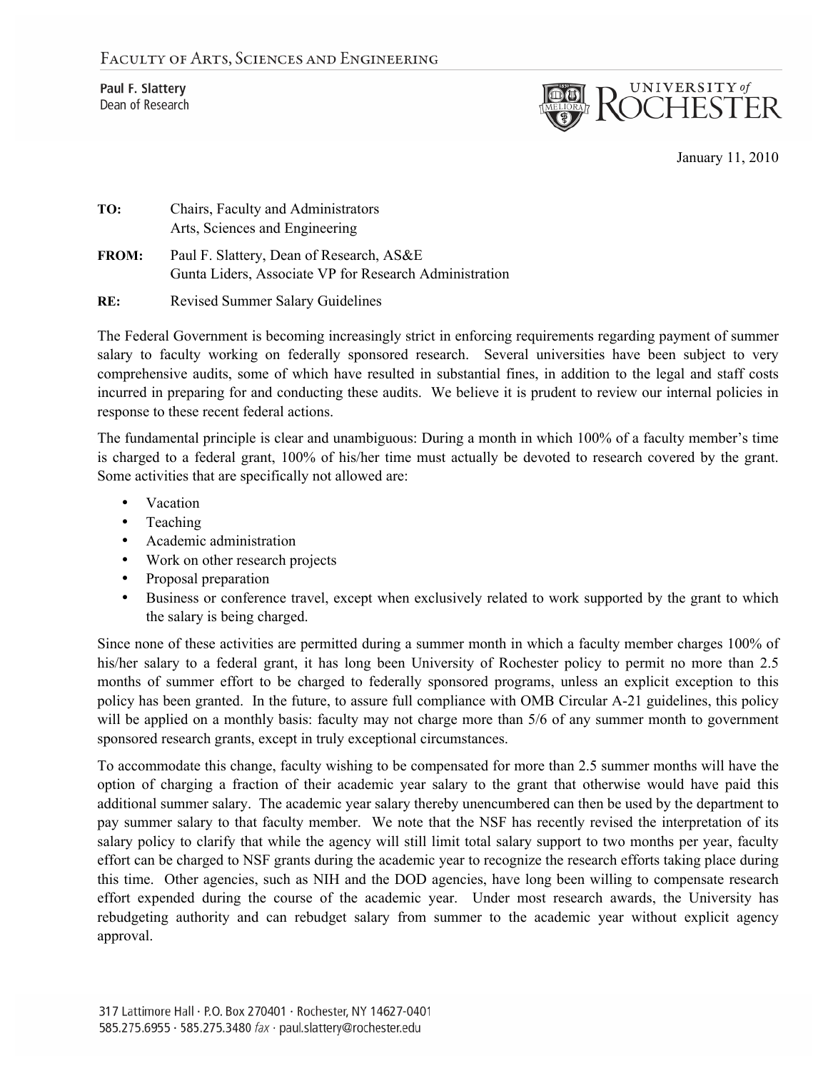Faculty of Arts, Sciences and Engineering

**Paul F. Slattery**
Dean of Research

University of Rochester

January 11, 2010

**TO:** Chairs, Faculty and Administrators
Arts, Sciences and Engineering

**FROM:** Paul F. Slattery, Dean of Research, AS&E
Gunta Liders, Associate VP for Research Administration

**RE:** Revised Summer Salary Guidelines

The Federal Government is becoming increasingly strict in enforcing requirements regarding payment of summer salary to faculty working on federally sponsored research. Several universities have been subject to very comprehensive audits, some of which have resulted in substantial fines, in addition to the legal and staff costs incurred in preparing for and conducting these audits. We believe it is prudent to review our internal policies in response to these recent federal actions.

The fundamental principle is clear and unambiguous: During a month in which 100% of a faculty member's time is charged to a federal grant, 100% of his/her time must actually be devoted to research covered by the grant. Some activities that are specifically not allowed are:

- Vacation
- Teaching
- Academic administration
- Work on other research projects
- Proposal preparation
- Business or conference travel, except when exclusively related to work supported by the grant to which the salary is being charged.

Since none of these activities are permitted during a summer month in which a faculty member charges 100% of his/her salary to a federal grant, it has long been University of Rochester policy to permit no more than 2.5 months of summer effort to be charged to federally sponsored programs, unless an explicit exception to this policy has been granted. In the future, to assure full compliance with OMB Circular A-21 guidelines, this policy will be applied on a monthly basis: faculty may not charge more than 5/6 of any summer month to government sponsored research grants, except in truly exceptional circumstances.

To accommodate this change, faculty wishing to be compensated for more than 2.5 summer months will have the option of charging a fraction of their academic year salary to the grant that otherwise would have paid this additional summer salary. The academic year salary thereby unencumbered can then be used by the department to pay summer salary to that faculty member. We note that the NSF has recently revised the interpretation of its salary policy to clarify that while the agency will still limit total salary support to two months per year, faculty effort can be charged to NSF grants during the academic year to recognize the research efforts taking place during this time. Other agencies, such as NIH and the DOD agencies, have long been willing to compensate research effort expended during the course of the academic year. Under most research awards, the University has rebudgeting authority and can rebudget salary from summer to the academic year without explicit agency approval.

317 Lattimore Hall · P.O. Box 270401 · Rochester, NY 14627-0401
585.275.6955 · 585.275.3480 *fax* · paul.slattery@rochester.edu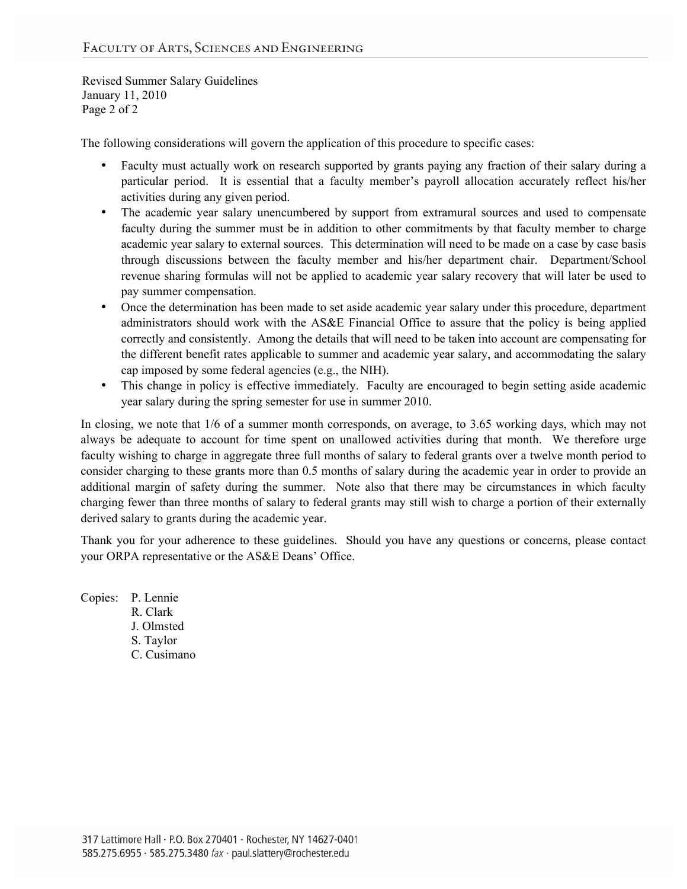Revised Summer Salary Guidelines
January 11, 2010

The following considerations will govern the application of this procedure to specific cases:

- Faculty must actually work on research supported by grants paying any fraction of their salary during a particular period. It is essential that a faculty member's payroll allocation accurately reflect his/her activities during any given period.
- The academic year salary unencumbered by support from extramural sources and used to compensate faculty during the summer must be in addition to other commitments by that faculty member to charge academic year salary to external sources. This determination will need to be made on a case by case basis through discussions between the faculty member and his/her department chair. Department/School revenue sharing formulas will not be applied to academic year salary recovery that will later be used to pay summer compensation.
- Once the determination has been made to set aside academic year salary under this procedure, department administrators should work with the AS&E Financial Office to assure that the policy is being applied correctly and consistently. Among the details that will need to be taken into account are compensating for the different benefit rates applicable to summer and academic year salary, and accommodating the salary cap imposed by some federal agencies (e.g., the NIH).
- This change in policy is effective immediately. Faculty are encouraged to begin setting aside academic year salary during the spring semester for use in summer 2010.

In closing, we note that 1/6 of a summer month corresponds, on average, to 3.65 working days, which may not always be adequate to account for time spent on unallowed activities during that month. We therefore urge faculty wishing to charge in aggregate three full months of salary to federal grants over a twelve month period to consider charging to these grants more than 0.5 months of salary during the academic year in order to provide an additional margin of safety during the summer. Note also that there may be circumstances in which faculty charging fewer than three months of salary to federal grants may still wish to charge a portion of their externally derived salary to grants during the academic year.

Thank you for your adherence to these guidelines. Should you have any questions or concerns, please contact your ORPA representative or the AS&E Deans' Office.

Copies: P. Lennie
R. Clark
J. Olmsted
S. Taylor
C. Cusimano